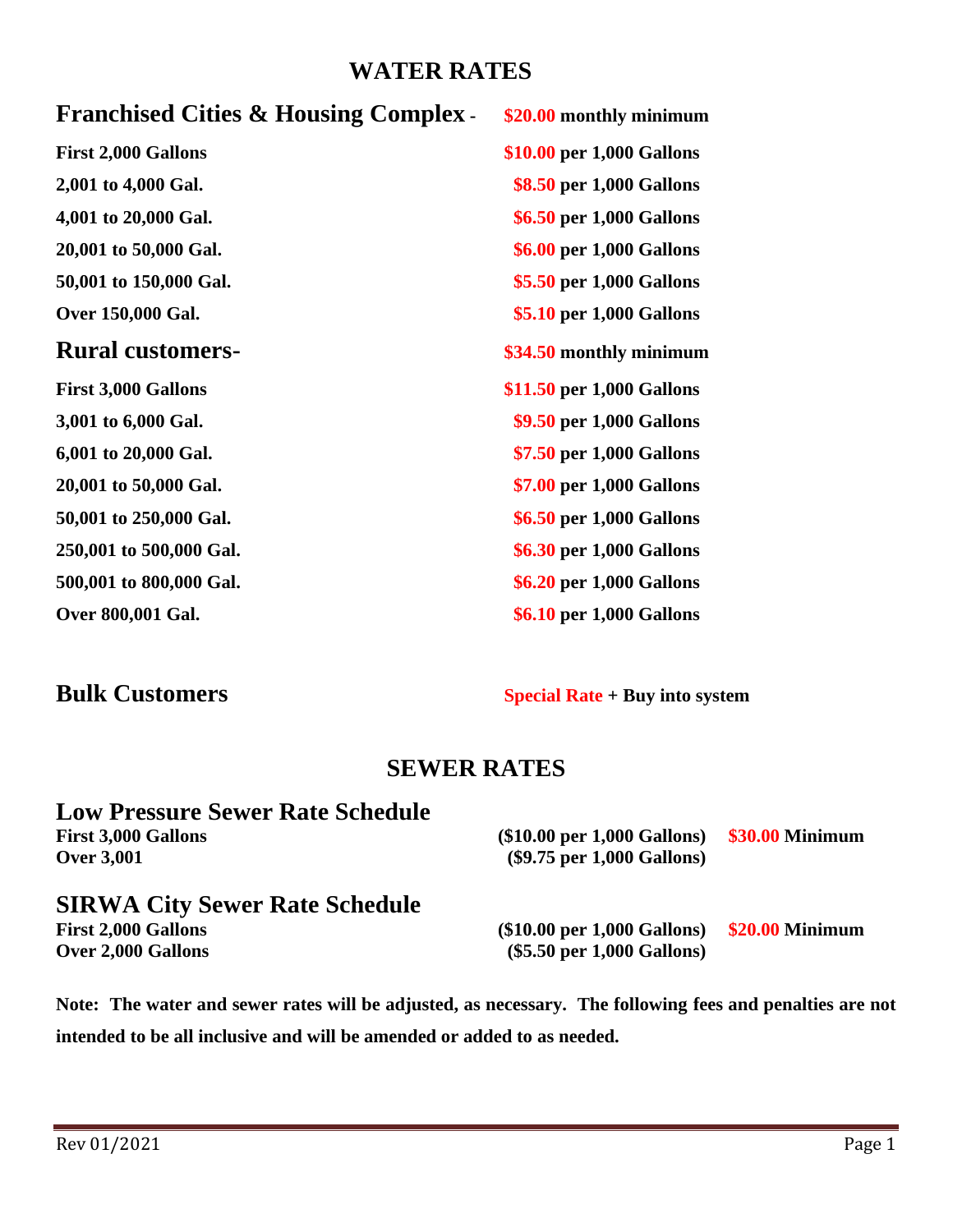# WATER RATES

| Franchised Cities & Housing Complex - | $20.00 monthly minimum |
|---|---|
| First 2,000 Gallons | $10.00 per 1,000 Gallons |
| 2,001 to 4,000 Gal. | $8.50 per 1,000 Gallons |
| 4,001 to 20,000 Gal. | $6.50 per 1,000 Gallons |
| 20,001 to 50,000 Gal. | $6.00 per 1,000 Gallons |
| 50,001 to 150,000 Gal. | $5.50 per 1,000 Gallons |
| Over 150,000 Gal. | $5.10 per 1,000 Gallons |

| Rural customers- | $34.50 monthly minimum |
|---|---|
| First 3,000 Gallons | $11.50 per 1,000 Gallons |
| 3,001 to 6,000 Gal. | $9.50 per 1,000 Gallons |
| 6,001 to 20,000 Gal. | $7.50 per 1,000 Gallons |
| 20,001 to 50,000 Gal. | $7.00 per 1,000 Gallons |
| 50,001 to 250,000 Gal. | $6.50 per 1,000 Gallons |
| 250,001 to 500,000 Gal. | $6.30 per 1,000 Gallons |
| 500,001 to 800,000 Gal. | $6.20 per 1,000 Gallons |
| Over 800,001 Gal. | $6.10 per 1,000 Gallons |

**Bulk Customers** — Special Rate + Buy into system

# SEWER RATES

## Low Pressure Sewer Rate Schedule

| | | |
|---|---|---|
| First 3,000 Gallons | ($10.00 per 1,000 Gallons) | $30.00 Minimum |
| Over 3,001 | ($9.75 per 1,000 Gallons) | |

## SIRWA City Sewer Rate Schedule

| | | |
|---|---|---|
| First 2,000 Gallons | ($10.00 per 1,000 Gallons) | $20.00 Minimum |
| Over 2,000 Gallons | ($5.50 per 1,000 Gallons) | |

**Note: The water and sewer rates will be adjusted, as necessary. The following fees and penalties are not intended to be all inclusive and will be amended or added to as needed.**

Rev 01/2021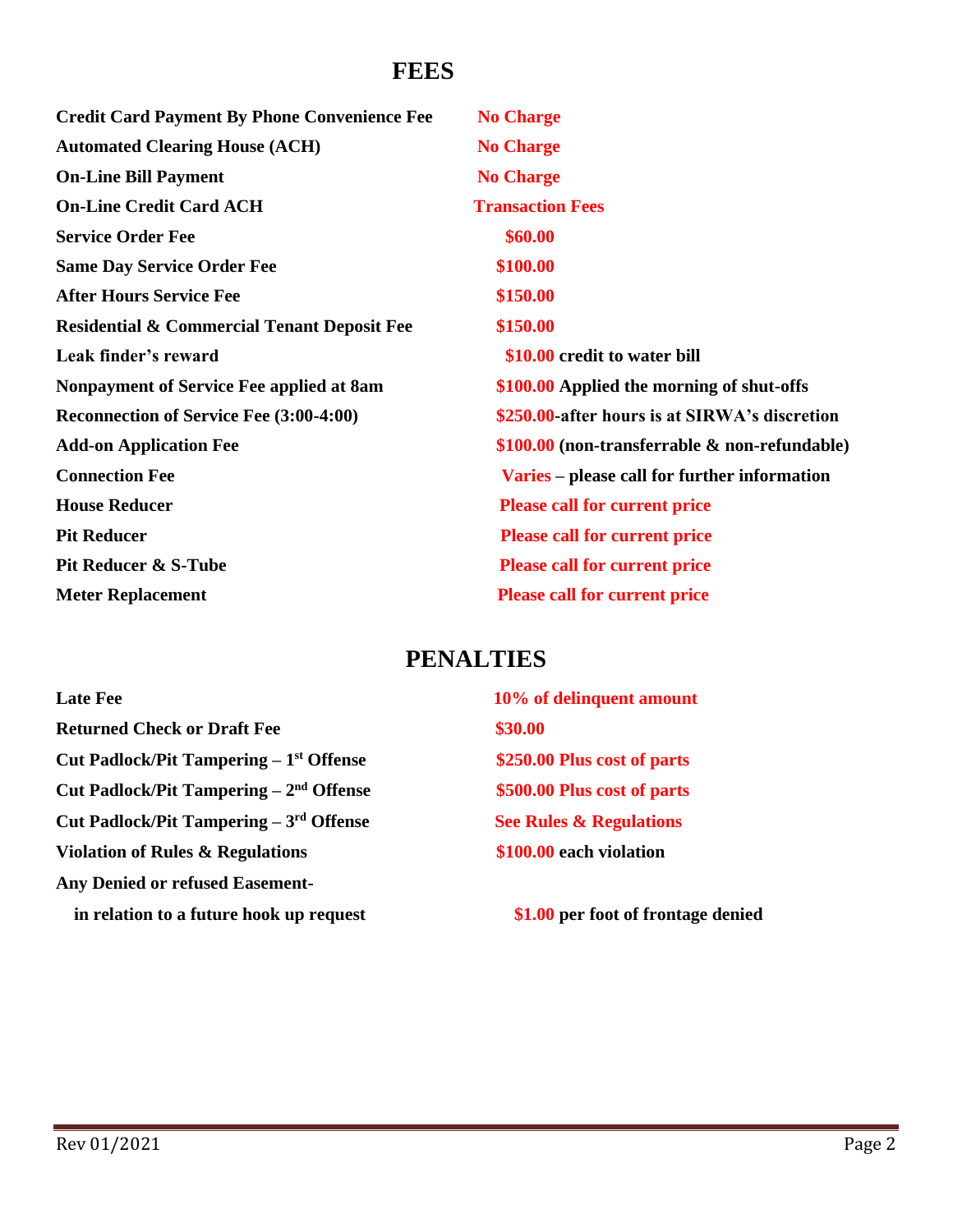# FEES

| | |
|---|---|
| **Credit Card Payment By Phone Convenience Fee** | **No Charge** |
| **Automated Clearing House (ACH)** | **No Charge** |
| **On-Line Bill Payment** | **No Charge** |
| **On-Line Credit Card ACH** | **Transaction Fees** |
| **Service Order Fee** | **$60.00** |
| **Same Day Service Order Fee** | **$100.00** |
| **After Hours Service Fee** | **$150.00** |
| **Residential & Commercial Tenant Deposit Fee** | **$150.00** |
| **Leak finder's reward** | **$10.00 credit to water bill** |
| **Nonpayment of Service Fee applied at 8am** | **$100.00 Applied the morning of shut-offs** |
| **Reconnection of Service Fee (3:00-4:00)** | **$250.00-after hours is at SIRWA's discretion** |
| **Add-on Application Fee** | **$100.00 (non-transferrable & non-refundable)** |
| **Connection Fee** | **Varies – please call for further information** |
| **House Reducer** | **Please call for current price** |
| **Pit Reducer** | **Please call for current price** |
| **Pit Reducer & S-Tube** | **Please call for current price** |
| **Meter Replacement** | **Please call for current price** |

# PENALTIES

| | |
|---|---|
| **Late Fee** | **10% of delinquent amount** |
| **Returned Check or Draft Fee** | **$30.00** |
| **Cut Padlock/Pit Tampering – 1st Offense** | **$250.00 Plus cost of parts** |
| **Cut Padlock/Pit Tampering – 2nd Offense** | **$500.00 Plus cost of parts** |
| **Cut Padlock/Pit Tampering – 3rd Offense** | **See Rules & Regulations** |
| **Violation of Rules & Regulations** | **$100.00 each violation** |
| **Any Denied or refused Easement- in relation to a future hook up request** | **$1.00 per foot of frontage denied** |

Rev 01/2021